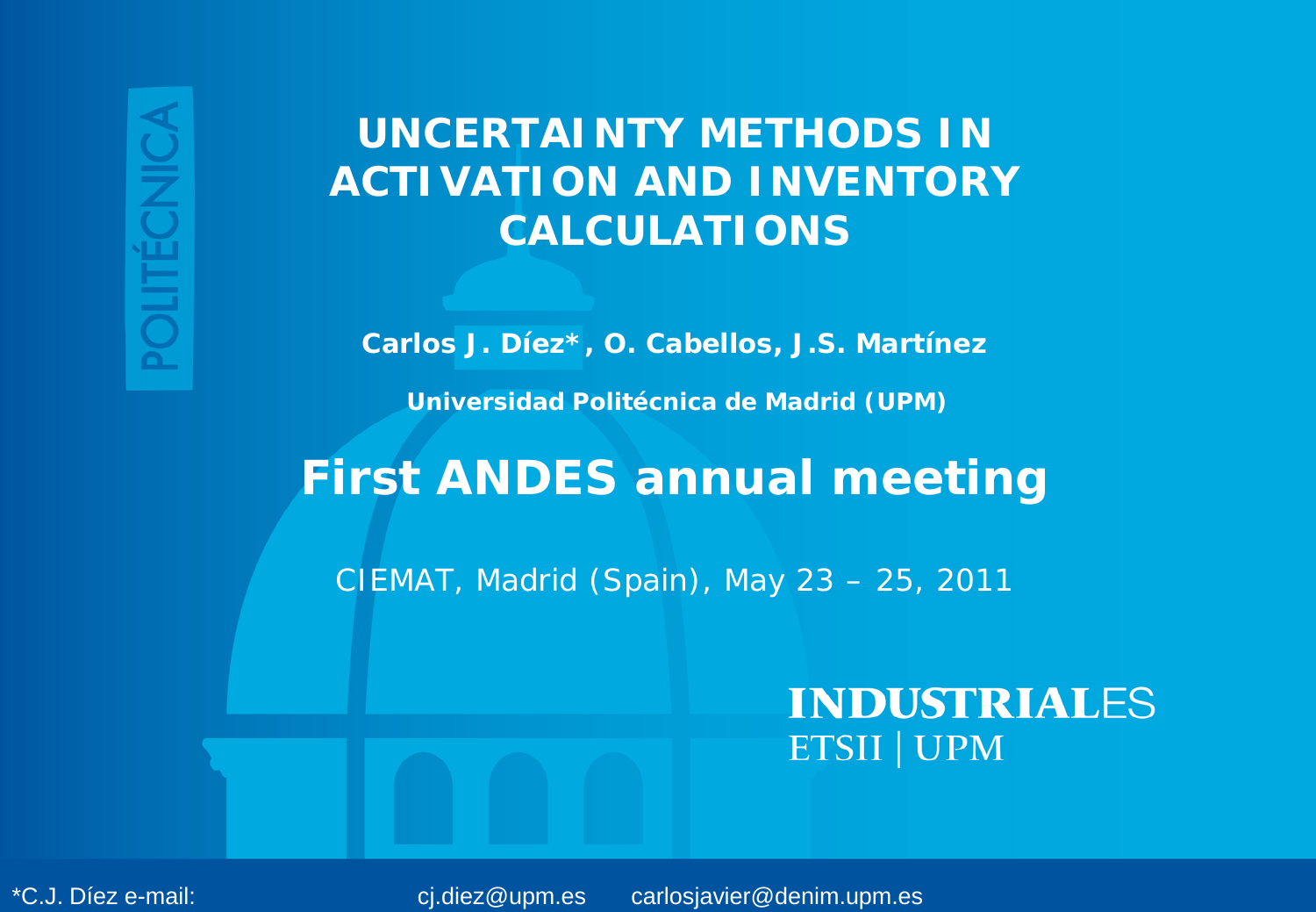# UNCERTAINTY METHODS IN ACTIVATION AND INVENTORY CALCULATIONS

**Carlos J. Díez*, O. Cabellos, J.S. Martínez**

**Universidad Politécnica de Madrid (UPM)**

## First ANDES annual meeting

CIEMAT, Madrid (Spain), May 23 – 25, 2011

INDUSTRIALES
ETSII | UPM

*C.J. Díez e-mail: cj.diez@upm.es carlosjavier@denim.upm.es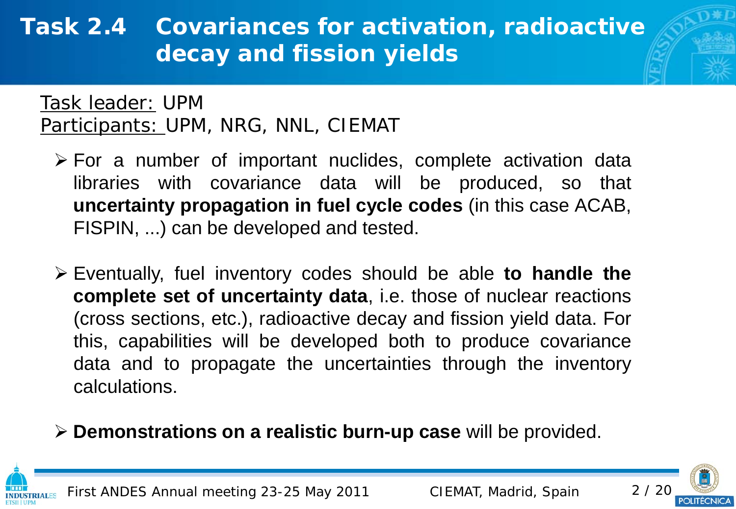# Task 2.4 Covariances for activation, radioactive decay and fission yields

Task leader: UPM
Participants: UPM, NRG, NNL, CIEMAT

- For a number of important nuclides, complete activation data libraries with covariance data will be produced, so that **uncertainty propagation in fuel cycle codes** (in this case ACAB, FISPIN, ...) can be developed and tested.

- Eventually, fuel inventory codes should be able **to handle the complete set of uncertainty data**, i.e. those of nuclear reactions (cross sections, etc.), radioactive decay and fission yield data. For this, capabilities will be developed both to produce covariance data and to propagate the uncertainties through the inventory calculations.

- **Demonstrations on a realistic burn-up case** will be provided.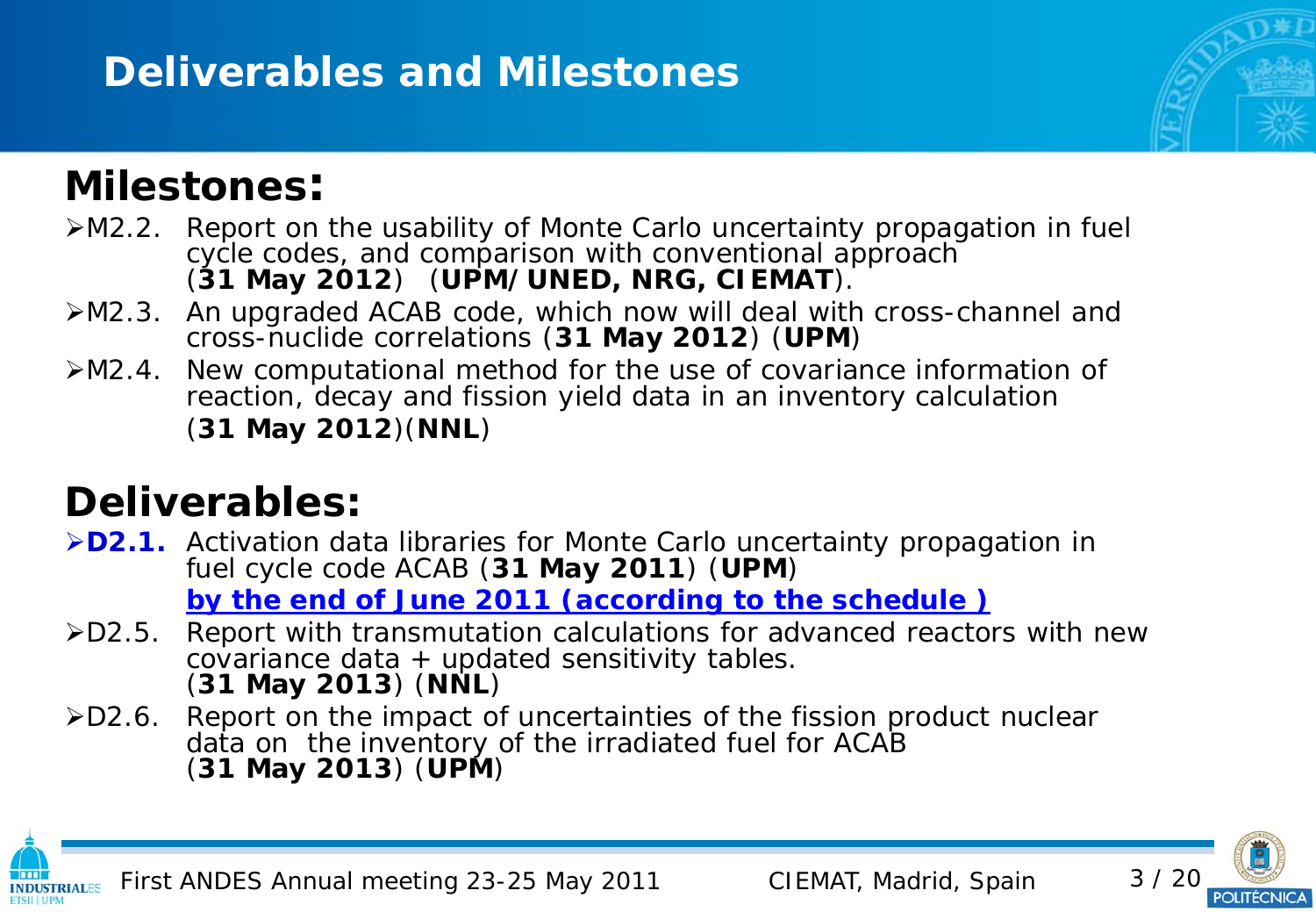# Deliverables and Milestones

## Milestones:

- M2.2. Report on the usability of Monte Carlo uncertainty propagation in fuel cycle codes, and comparison with conventional approach (**31 May 2012**) (**UPM/UNED, NRG, CIEMAT**).
- M2.3. An upgraded ACAB code, which now will deal with cross-channel and cross-nuclide correlations (**31 May 2012**) (**UPM**)
- M2.4. New computational method for the use of covariance information of reaction, decay and fission yield data in an inventory calculation (**31 May 2012**)(**NNL**)

## Deliverables:

- **D2.1.** Activation data libraries for Monte Carlo uncertainty propagation in fuel cycle code ACAB (**31 May 2011**) (**UPM**)
  **by the end of June 2011 (according to the schedule )**
- D2.5. Report with transmutation calculations for advanced reactors with new covariance data + updated sensitivity tables. (**31 May 2013**) (**NNL**)
- D2.6. Report on the impact of uncertainties of the fission product nuclear data on the inventory of the irradiated fuel for ACAB (**31 May 2013**) (**UPM**)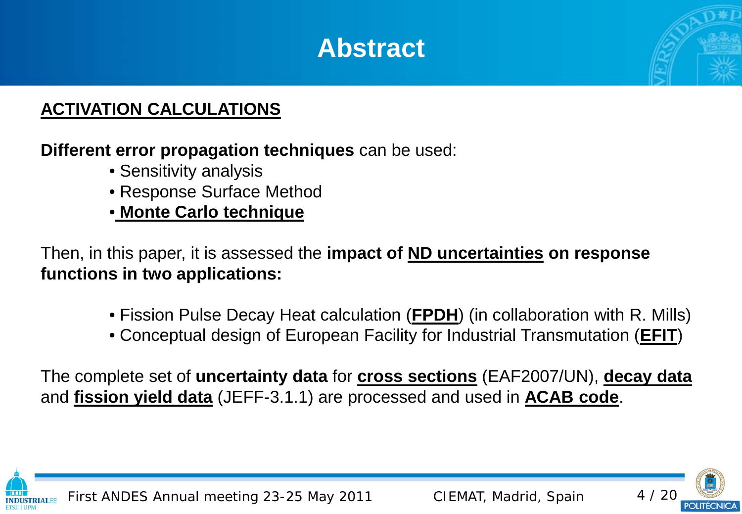# Abstract

## ACTIVATION CALCULATIONS

**Different error propagation techniques** can be used:

- Sensitivity analysis
- Response Surface Method
- **Monte Carlo technique**

Then, in this paper, it is assessed the **impact of ND uncertainties on response functions in two applications:**

- Fission Pulse Decay Heat calculation (**FPDH**) (in collaboration with R. Mills)
- Conceptual design of European Facility for Industrial Transmutation (**EFIT**)

The complete set of **uncertainty data** for **cross sections** (EAF2007/UN), **decay data** and **fission yield data** (JEFF-3.1.1) are processed and used in **ACAB code**.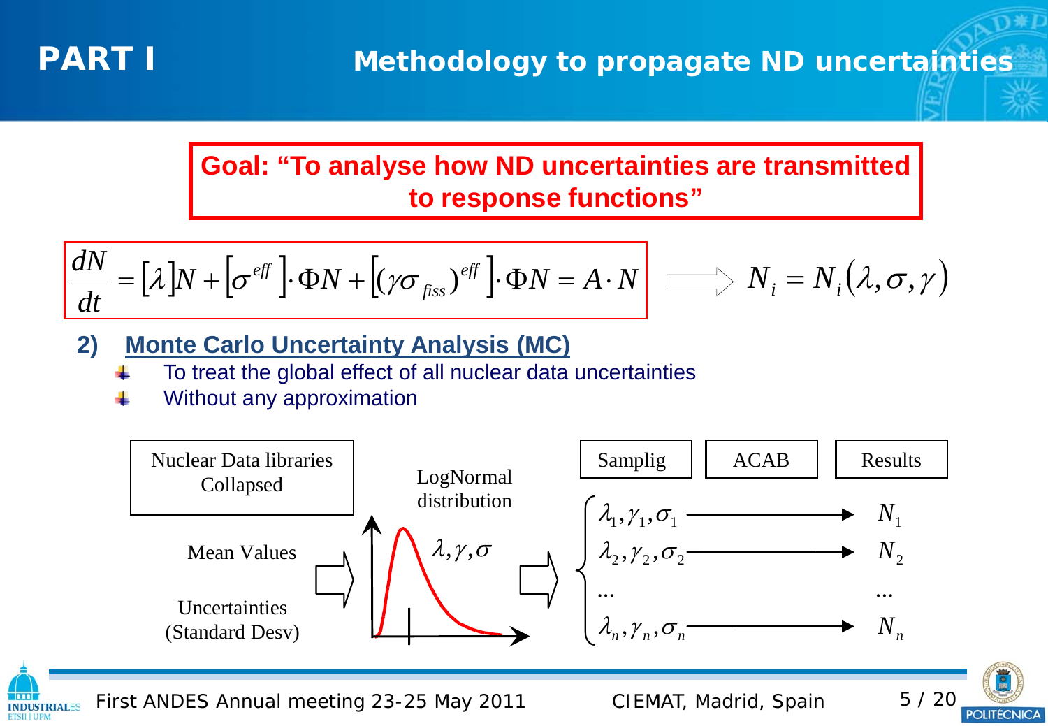# PART I

## Methodology to propagate ND uncertainties

**Goal: "To analyse how ND uncertainties are transmitted to response functions"**

$$\frac{dN}{dt} = [\lambda]N + \left[\sigma^{eff}\right]\cdot \Phi N + \left[(\gamma\sigma_{fiss})^{eff}\right]\cdot \Phi N = A \cdot N \quad \Longrightarrow \quad N_i = N_i(\lambda, \sigma, \gamma)$$

### 2) Monte Carlo Uncertainty Analysis (MC)

- To treat the global effect of all nuclear data uncertainties
- Without any approximation

Nuclear Data libraries Collapsed

Mean Values

Uncertainties (Standard Desv)

LogNormal distribution

$\lambda, \gamma, \sigma$

| Samplig | ACAB | Results |
| --- | --- | --- |
| $\lambda_1, \gamma_1, \sigma_1$ | → | $N_1$ |
| $\lambda_2, \gamma_2, \sigma_2$ | → | $N_2$ |
| ... | | ... |
| $\lambda_n, \gamma_n, \sigma_n$ | → | $N_n$ |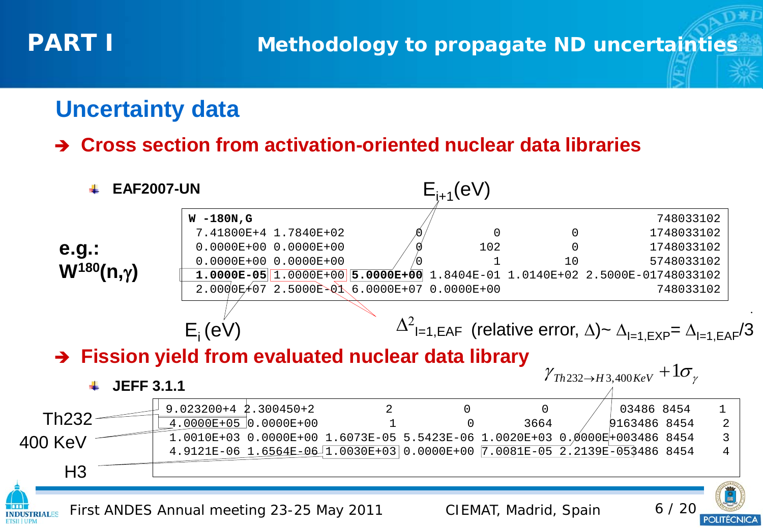# PART I — Methodology to propagate ND uncertainties

## Uncertainty data

➔ **Cross section from activation-oriented nuclear data libraries**

- **EAF2007-UN**

**e.g.: $W^{180}(n,\gamma)$**

$E_{i+1}$(eV)

```
W -180N,G                                                     748033102
 7.41800E+4 1.7840E+02          0          0          0     1748033102
 0.0000E+00 0.0000E+00          0        102          0     1748033102
 0.0000E+00 0.0000E+00          0          1         10     5748033102
 1.0000E-05 1.0000E+00 5.0000E+00 1.8404E-01 1.0140E+02 2.5000E-01748033102
 2.0000E+07 2.5000E-01 6.0000E+07 0.0000E+00                 748033102
```

$E_i$ (eV)

$\Delta^2_{I=1,EAF}$ (relative error, $\Delta$)~ $\Delta_{I=1,EXP}$= $\Delta_{I=1,EAF}/3$

➔ **Fission yield from evaluated nuclear data library**

$\gamma_{Th232 \rightarrow H3, 400 KeV} + 1\sigma_\gamma$

- **JEFF 3.1.1**

Th232

400 KeV

H3

```
 9.023200+4 2.300450+2          2          0          0 03486 8454    1
 4.0000E+05 0.0000E+00          1          0       3664 9163486 8454    2
 1.0010E+03 0.0000E+00 1.6073E-05 5.5423E-06 1.0020E+03 0.0000E+003486 8454    3
 4.9121E-06 1.6564E-06 1.0030E+03 0.0000E+00 7.0081E-05 2.2139E-053486 8454    4
```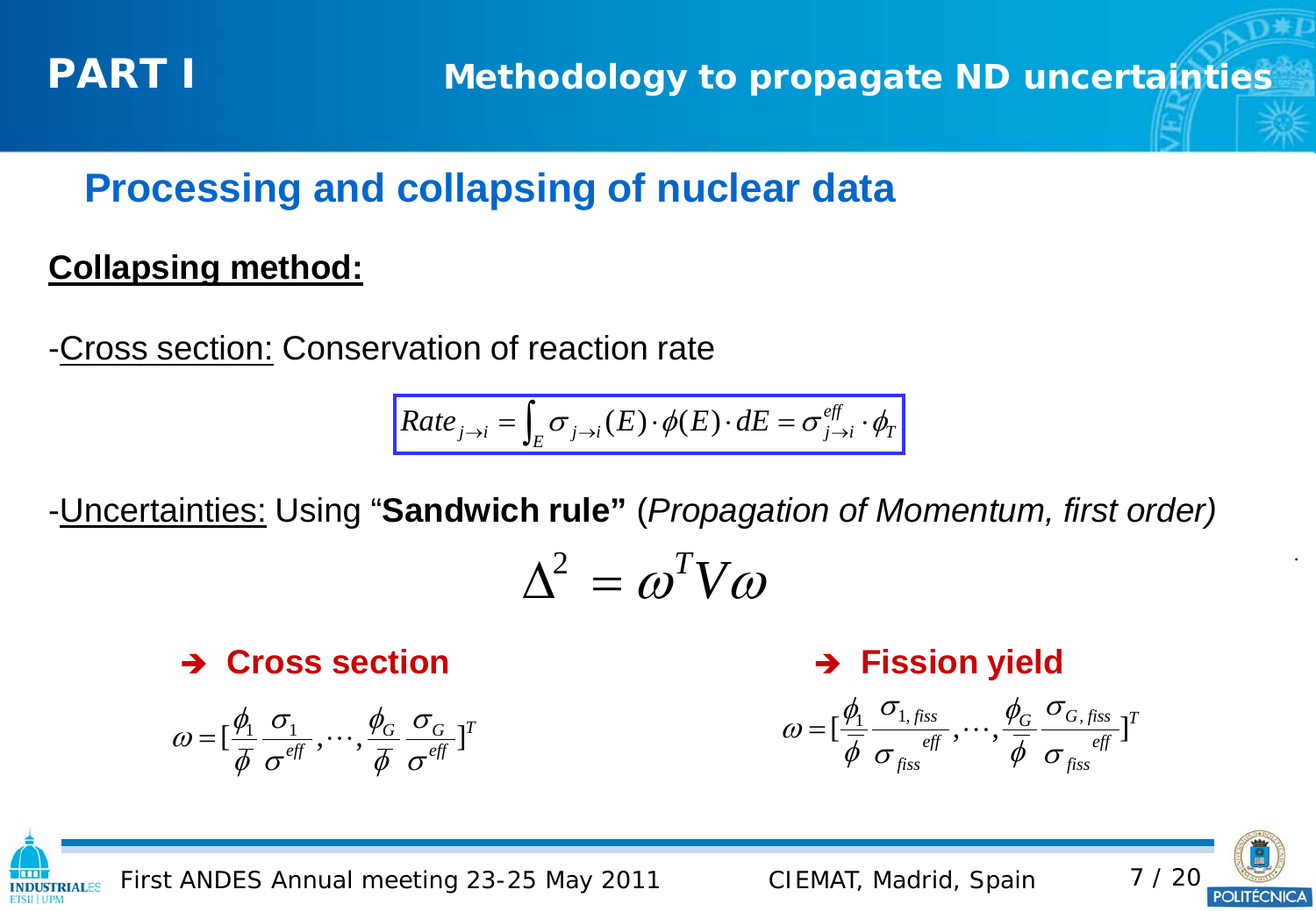## Processing and collapsing of nuclear data

**Collapsing method:**

-Cross section: Conservation of reaction rate

$$Rate_{j\rightarrow i} = \int_E \sigma_{j\rightarrow i}(E)\cdot\phi(E)\cdot dE = \sigma_{j\rightarrow i}^{eff}\cdot\phi_T$$

-Uncertainties: Using "**Sandwich rule"** (*Propagation of Momentum, first order)*

$$\Delta^2 = \omega^T V \omega$$

➔ **Cross section**

$$\omega = [\frac{\phi_1}{\phi}\frac{\sigma_1}{\sigma^{eff}}, \cdots, \frac{\phi_G}{\phi}\frac{\sigma_G}{\sigma^{eff}}]^T$$

➔ **Fission yield**

$$\omega = [\frac{\phi_1}{\phi}\frac{\sigma_{1,fiss}}{\sigma_{fiss}^{eff}}, \cdots, \frac{\phi_G}{\phi}\frac{\sigma_{G,fiss}}{\sigma_{fiss}^{eff}}]^T$$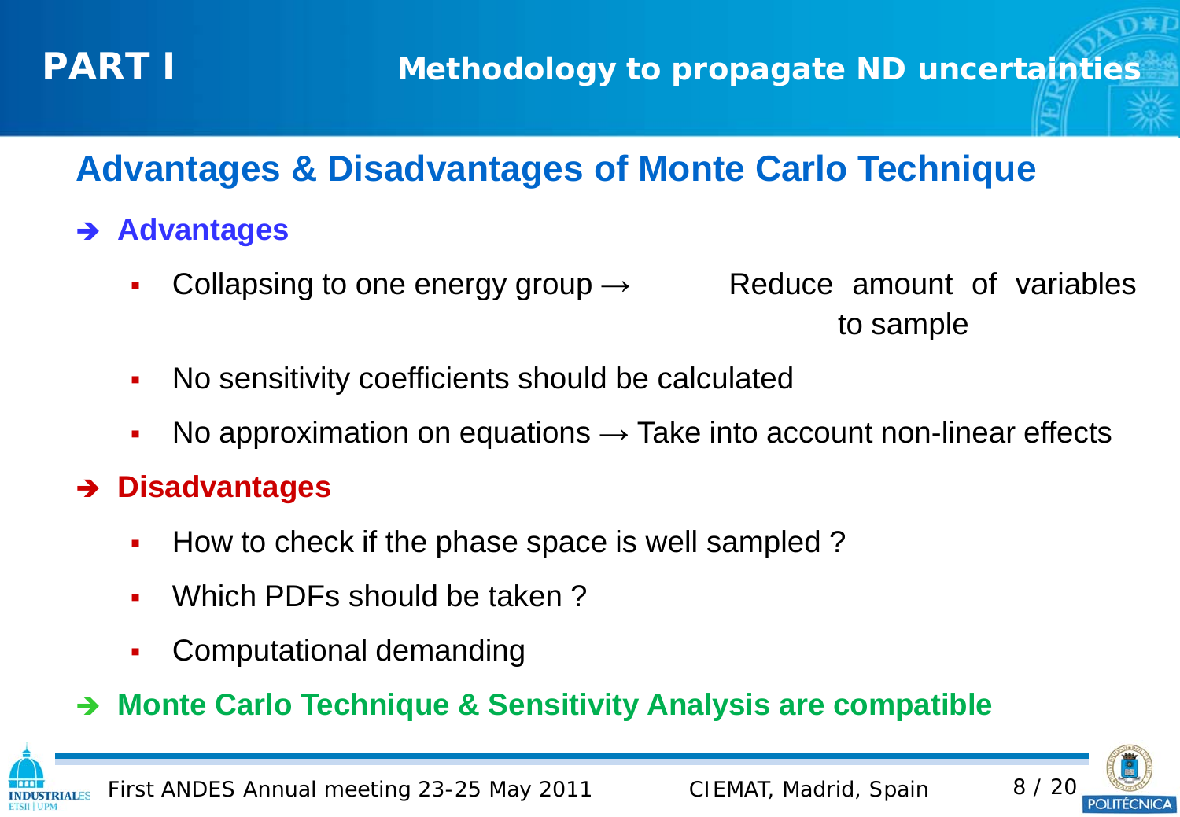# PART I

## Methodology to propagate ND uncertainties

### Advantages & Disadvantages of Monte Carlo Technique

- **Advantages**
  - Collapsing to one energy group → Reduce amount of variables to sample
  - No sensitivity coefficients should be calculated
  - No approximation on equations → Take into account non-linear effects
- **Disadvantages**
  - How to check if the phase space is well sampled ?
  - Which PDFs should be taken ?
  - Computational demanding
- **Monte Carlo Technique & Sensitivity Analysis are compatible**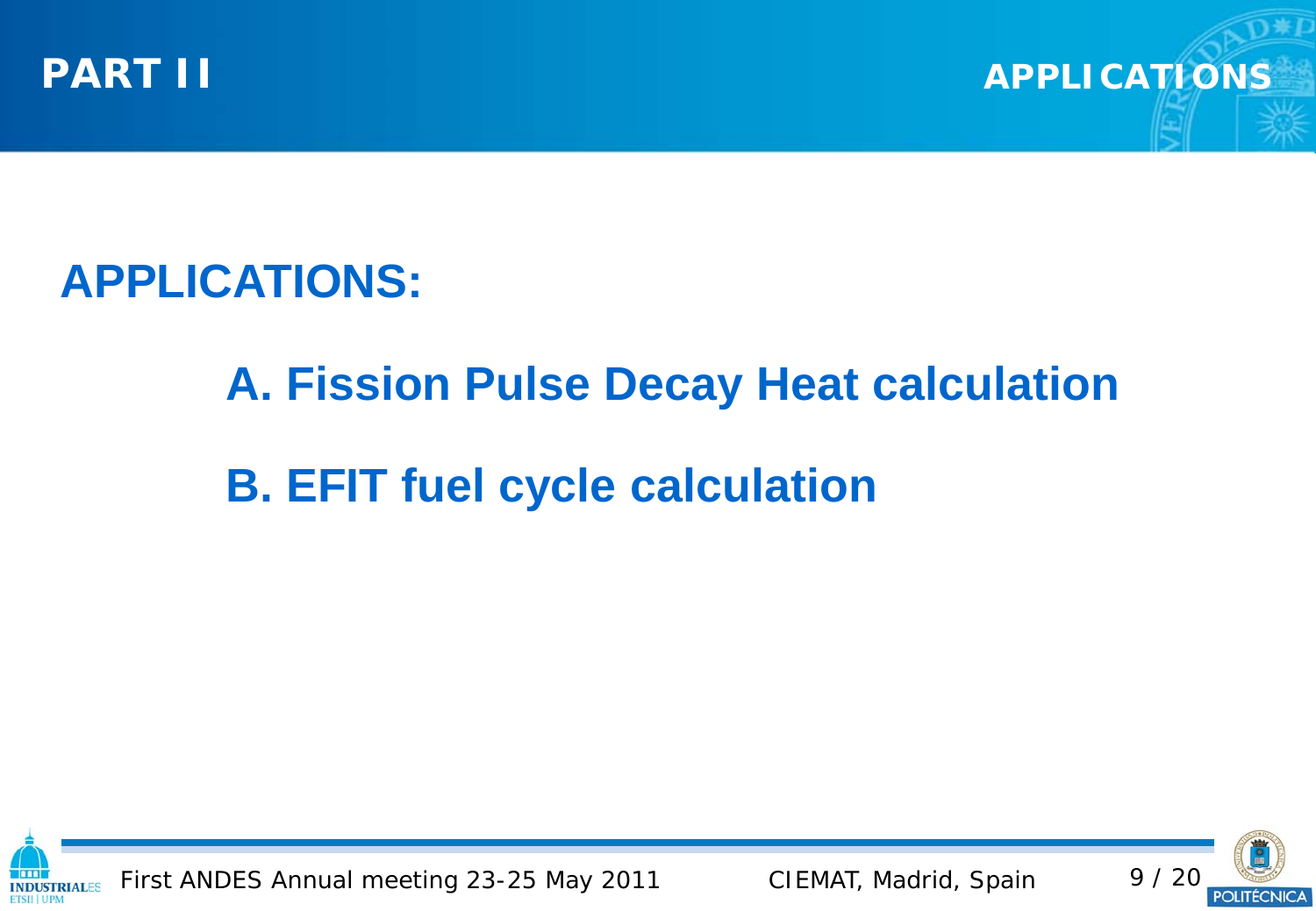# APPLICATIONS:

## A. Fission Pulse Decay Heat calculation

## B. EFIT fuel cycle calculation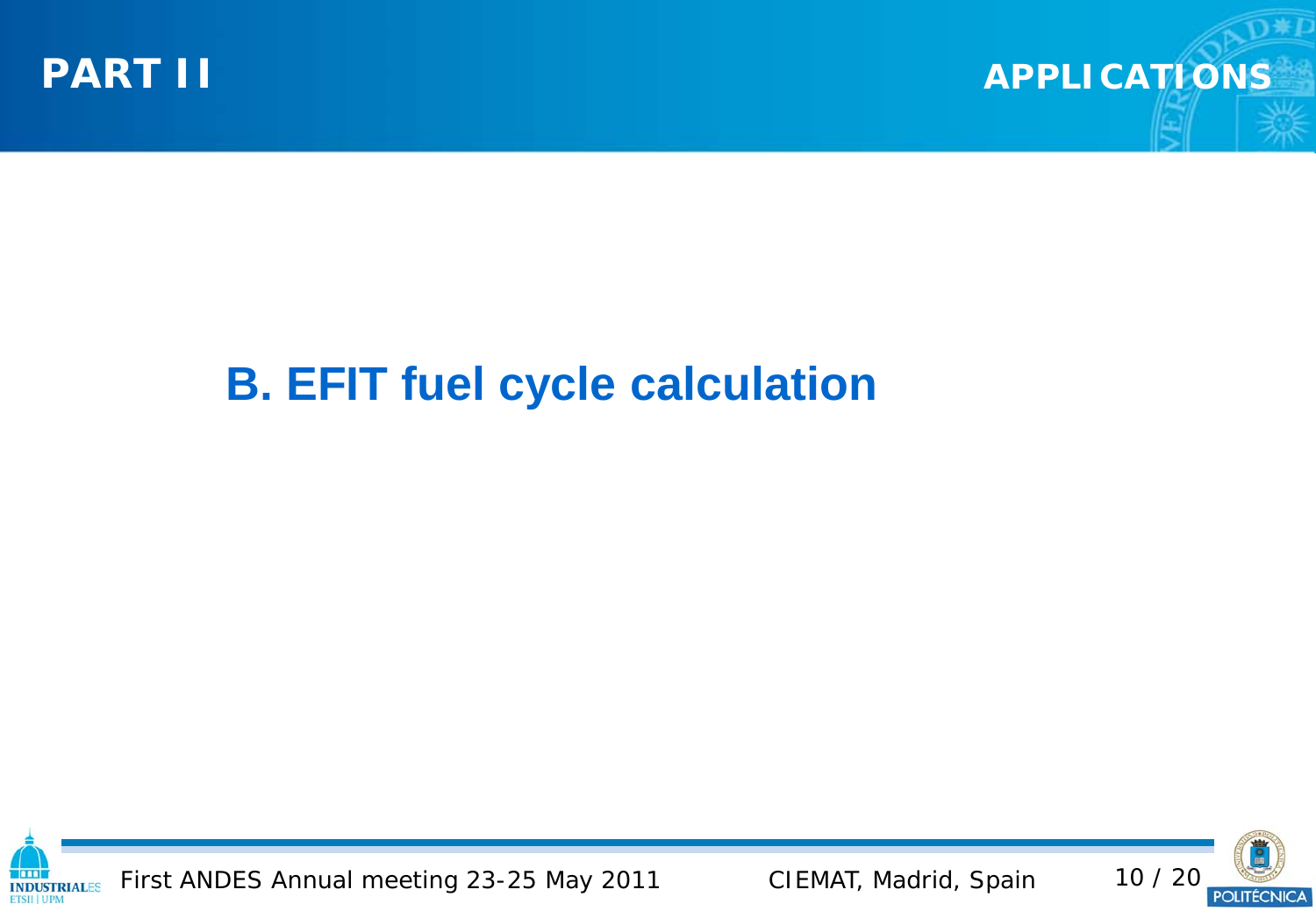# B. EFIT fuel cycle calculation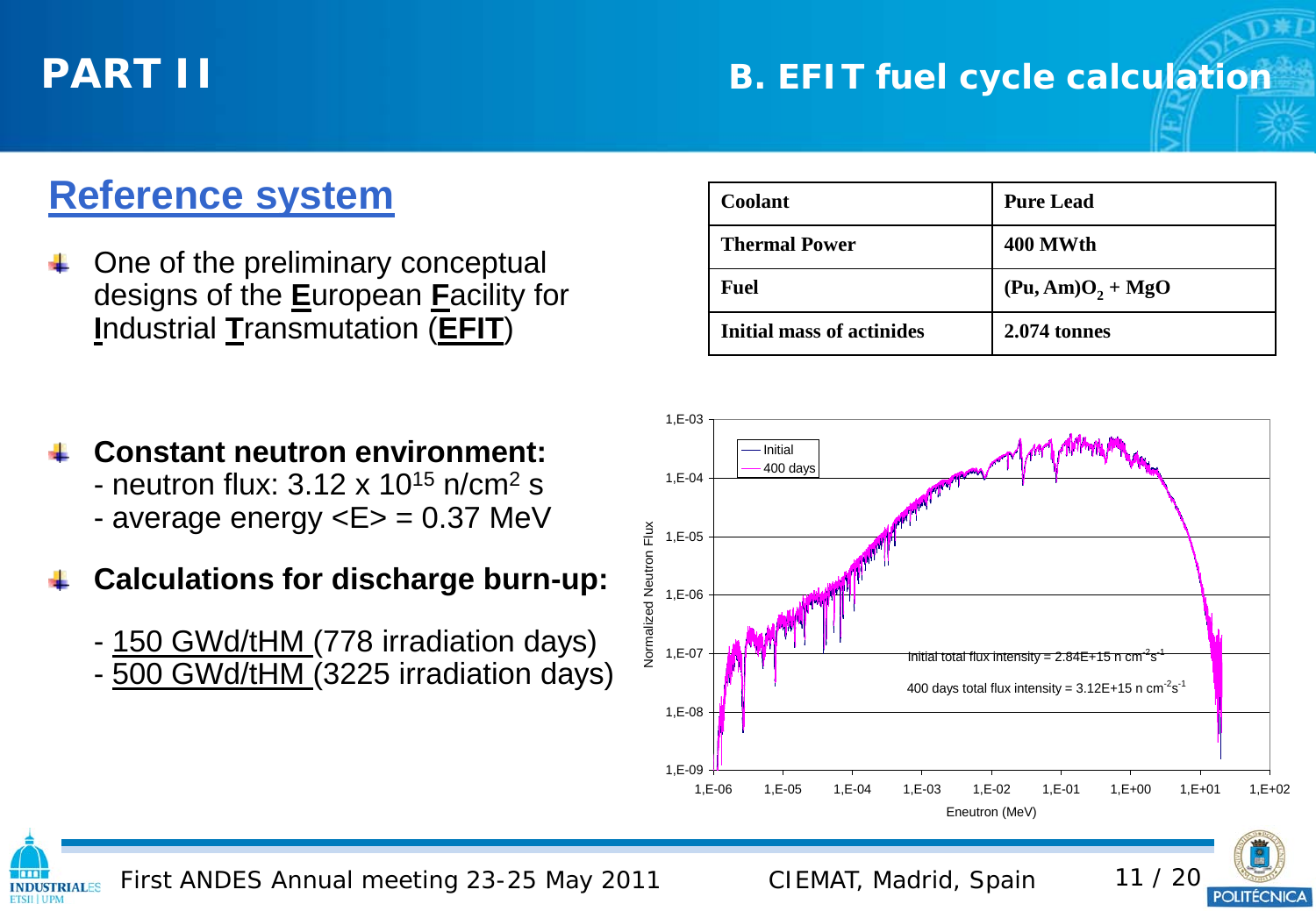# PART II

## B. EFIT fuel cycle calculation

### Reference system

- One of the preliminary conceptual designs of the **E**uropean **F**acility for **I**ndustrial **T**ransmutation (**EFIT**)

| Coolant | Pure Lead |
|---|---|
| Thermal Power | 400 MWth |
| Fuel | $(Pu, Am)O_2 + MgO$ |
| Initial mass of actinides | 2.074 tonnes |

- **Constant neutron environment:**
  - neutron flux: $3.12 \times 10^{15}$ n/cm$^2$ s
  - average energy <E> = 0.37 MeV

- **Calculations for discharge burn-up:**
  - 150 GWd/tHM (778 irradiation days)
  - 500 GWd/tHM (3225 irradiation days)

Initial total flux intensity = 2.84E+15 n cm$^{-2}$s$^{-1}$

400 days total flux intensity = 3.12E+15 n cm$^{-2}$s$^{-1}$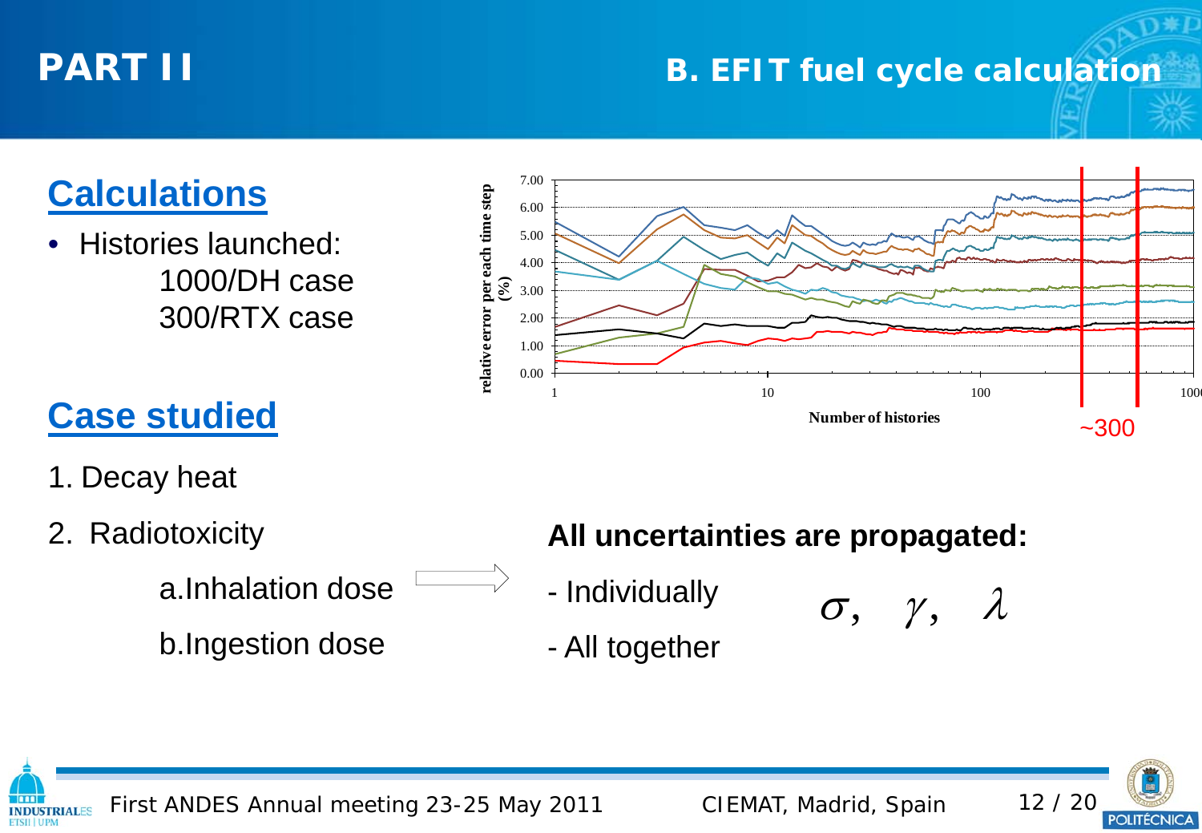# PART II

## B. EFIT fuel cycle calculation

## Calculations

- Histories launched:
  - 1000/DH case
  - 300/RTX case

relative error per each time step (%)

Number of histories

~300

## Case studied

1. Decay heat
2. Radiotoxicity
   a. Inhalation dose
   b. Ingestion dose

**All uncertainties are propagated:**

- Individually
- All together

$$\sigma, \quad \gamma, \quad \lambda$$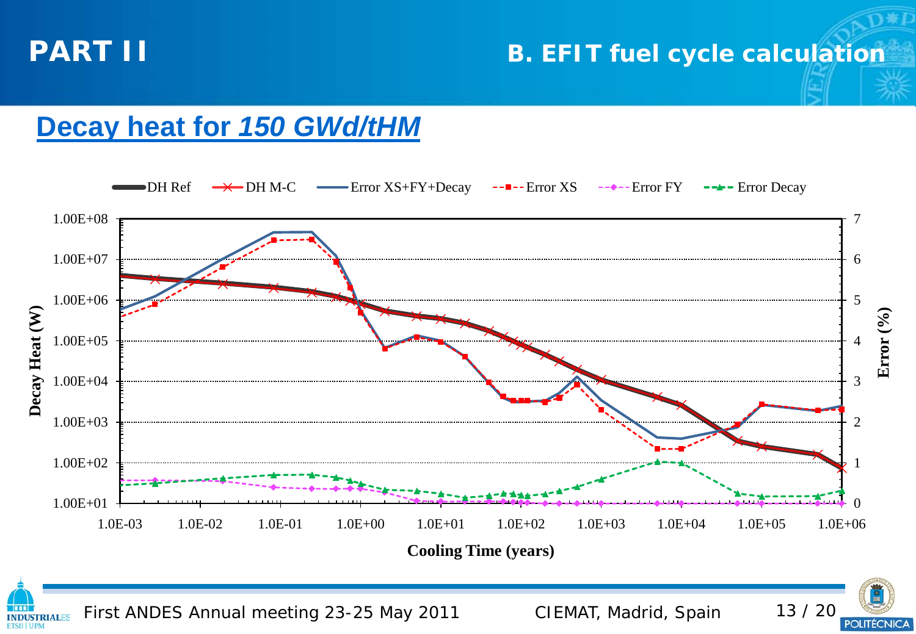## PART II

### B. EFIT fuel cycle calculation

## Decay heat for *150 GWd/tHM*

DH Ref — DH M-C — Error XS+FY+Decay — Error XS — Error FY — Error Decay

Decay Heat (W)

Error (%)

Cooling Time (years)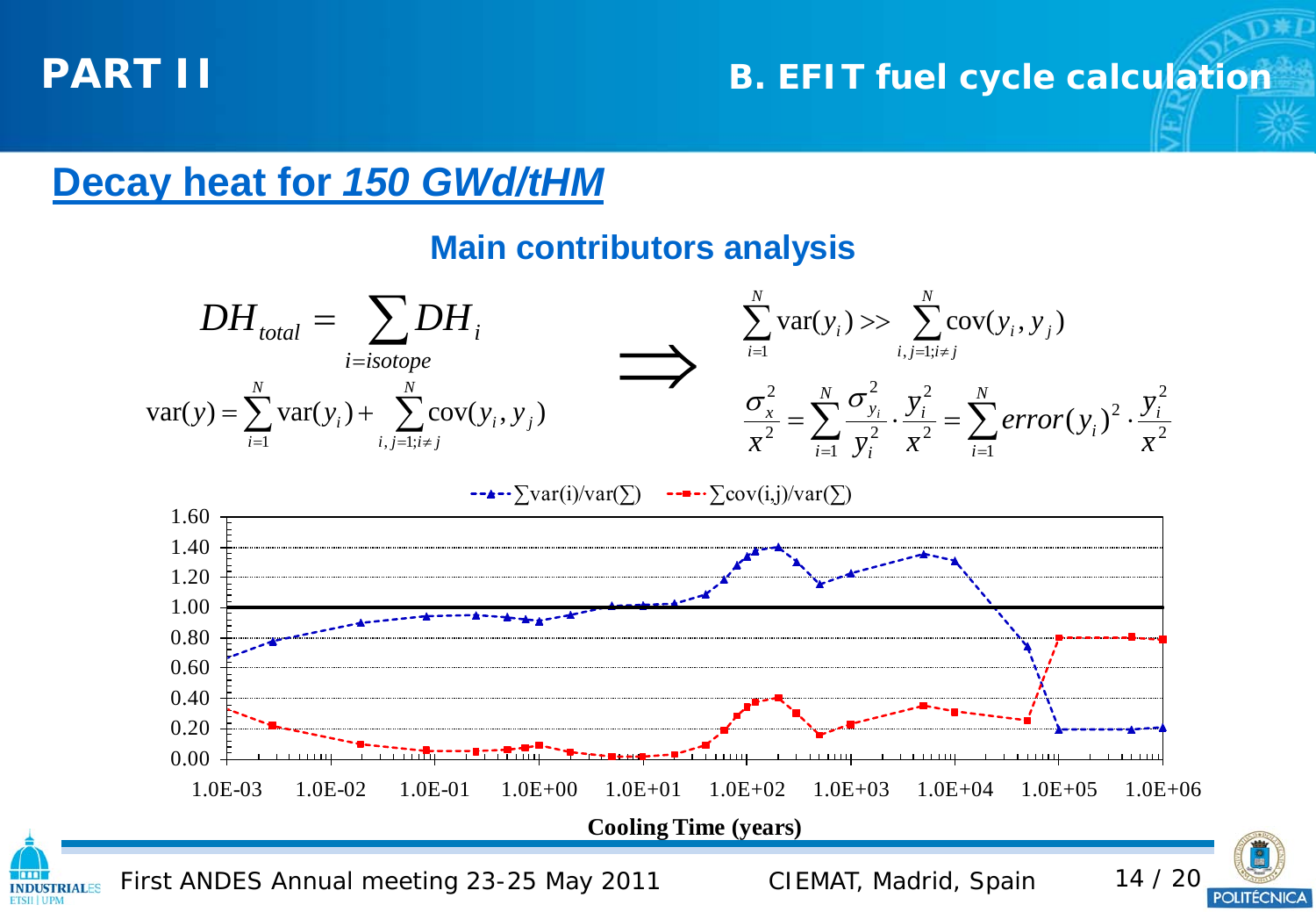PART II

B. EFIT fuel cycle calculation

## Decay heat for *150 GWd/tHM*

### Main contributors analysis

$$DH_{total} = \sum_{i=isotope} DH_i$$

$$\text{var}(y) = \sum_{i=1}^{N} \text{var}(y_i) + \sum_{i,j=1;i\neq j}^{N} \text{cov}(y_i, y_j)$$

$$\Longrightarrow$$

$$\sum_{i=1}^{N} \text{var}(y_i) >> \sum_{i,j=1;i\neq j}^{N} \text{cov}(y_i, y_j)$$

$$\frac{\sigma_x^2}{x^2} = \sum_{i=1}^{N} \frac{\sigma_{y_i}^2}{y_i^2} \cdot \frac{y_i^2}{x^2} = \sum_{i=1}^{N} error(y_i)^2 \cdot \frac{y_i^2}{x^2}$$

Legend: ∑var(i)/var(∑) — ∑cov(i,j)/var(∑)

Cooling Time (years)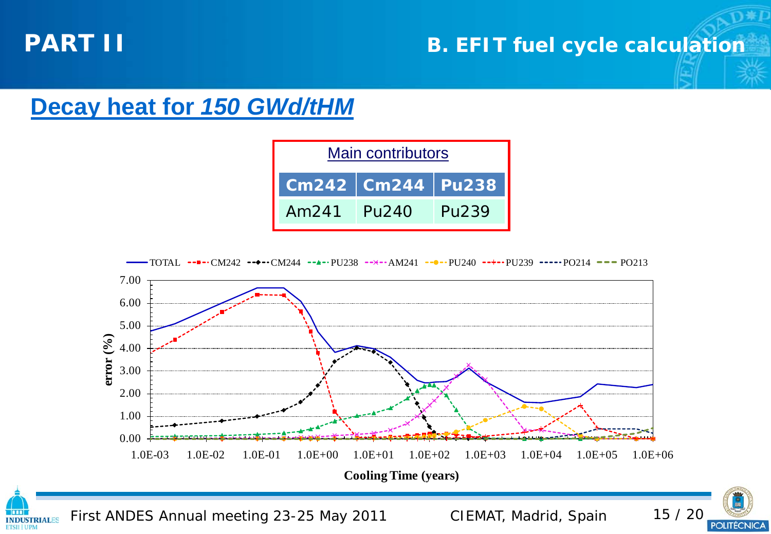## PART II

### B. EFIT fuel cycle calculation

# Decay heat for *150 GWd/tHM*

| Main contributors | | |
|---|---|---|
| Cm242 | Cm244 | Pu238 |
| Am241 | Pu240 | Pu239 |

TOTAL, CM242, CM244, PU238, AM241, PU240, PU239, PO214, PO213

error (%)

Cooling Time (years)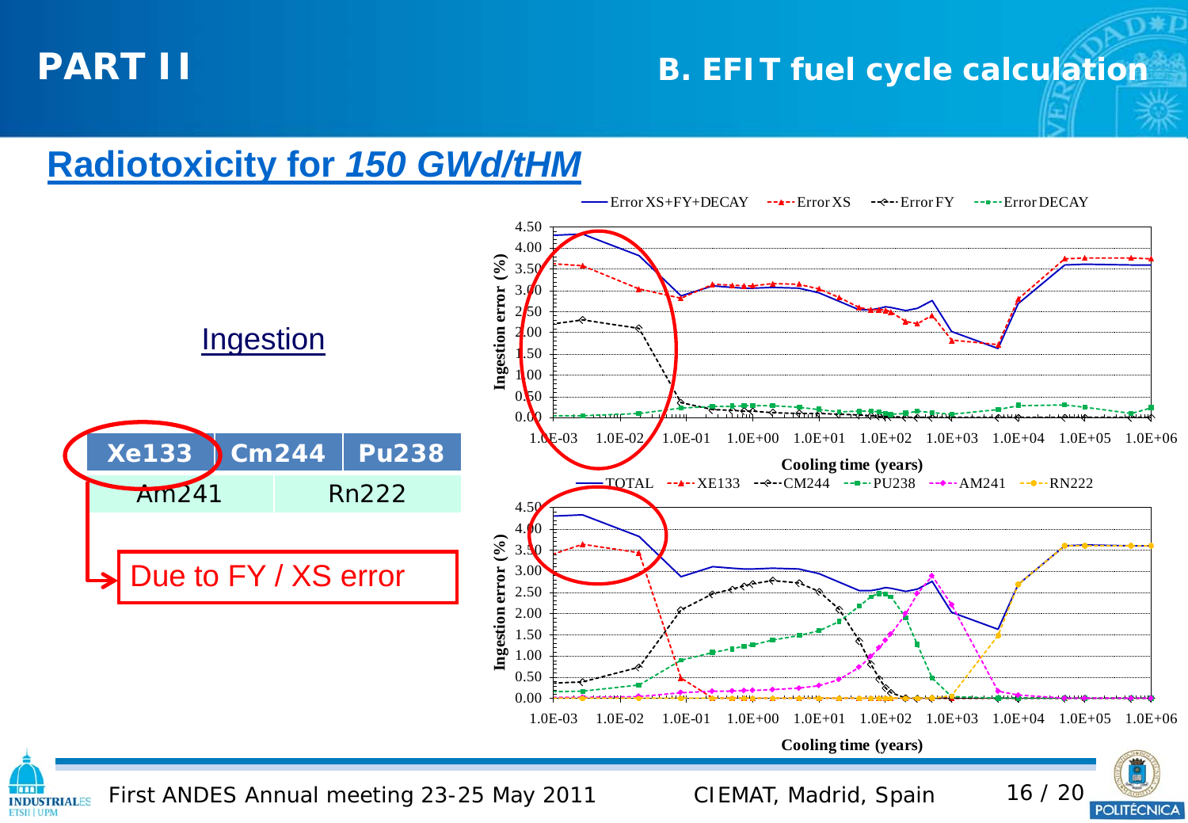# PART II

## B. EFIT fuel cycle calculation

### Radiotoxicity for *150 GWd/tHM*

Ingestion

| Xe133 | Cm244 | Pu238 |
|---|---|---|
| Am241 | Rn222 | |

Due to FY / XS error

Error XS+FY+DECAY — Error XS — Error FY — Error DECAY

Ingestion error (%)

Cooling time (years)

TOTAL — XE133 — CM244 — PU238 — AM241 — RN222

Ingestion error (%)

Cooling time (years)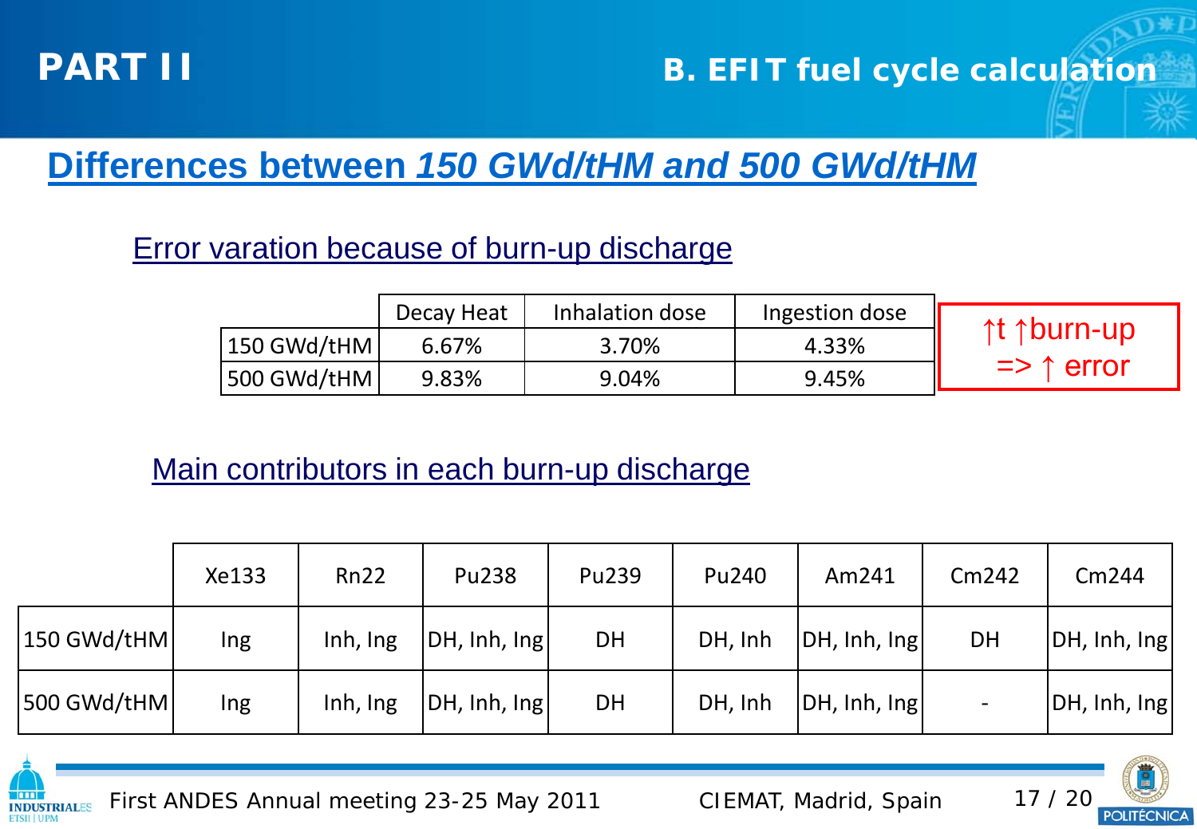## PART II

## B. EFIT fuel cycle calculation

# Differences between *150 GWd/tHM and 500 GWd/tHM*

### Error varation because of burn-up discharge

| | Decay Heat | Inhalation dose | Ingestion dose |
|---|---|---|---|
| 150 GWd/tHM | 6.67% | 3.70% | 4.33% |
| 500 GWd/tHM | 9.83% | 9.04% | 9.45% |

↑t ↑burn-up => ↑ error

### Main contributors in each burn-up discharge

| | Xe133 | Rn22 | Pu238 | Pu239 | Pu240 | Am241 | Cm242 | Cm244 |
|---|---|---|---|---|---|---|---|---|
| 150 GWd/tHM | Ing | Inh, Ing | DH, Inh, Ing | DH | DH, Inh | DH, Inh, Ing | DH | DH, Inh, Ing |
| 500 GWd/tHM | Ing | Inh, Ing | DH, Inh, Ing | DH | DH, Inh | DH, Inh, Ing | - | DH, Inh, Ing |

First ANDES Annual meeting 23-25 May 2011 CIEMAT, Madrid, Spain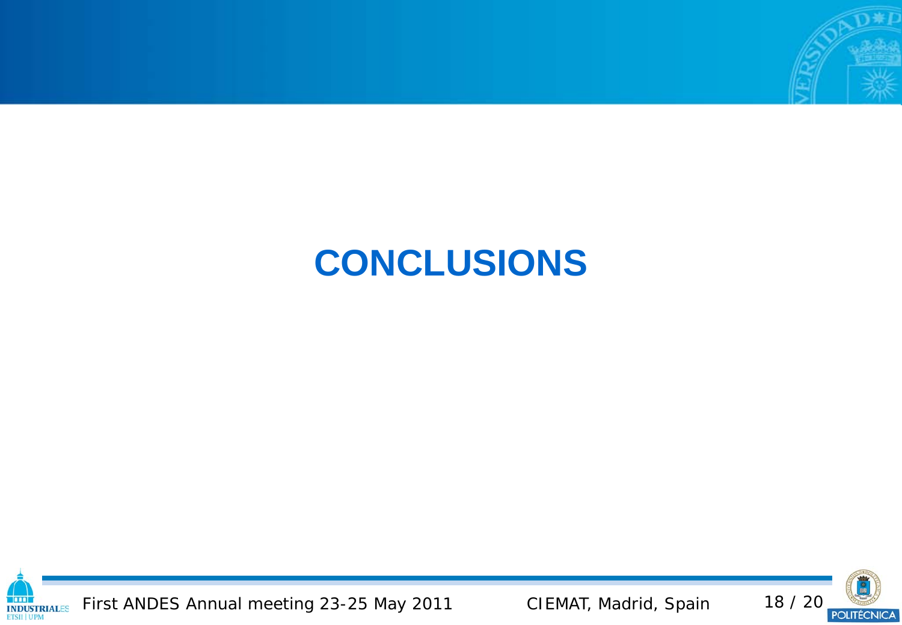# CONCLUSIONS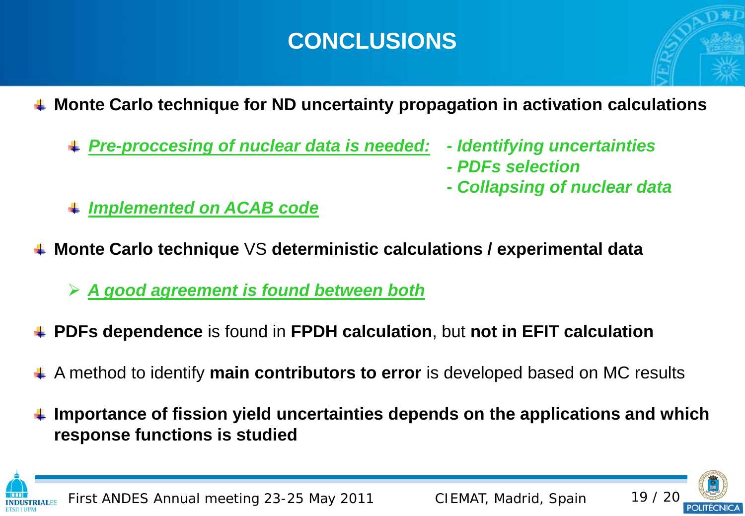# CONCLUSIONS

- **Monte Carlo technique for ND uncertainty propagation in activation calculations**
  - ***Pre-proccesing of nuclear data is needed:***
    - *- Identifying uncertainties*
    - *- PDFs selection*
    - *- Collapsing of nuclear data*
  - ***Implemented on ACAB code***
- **Monte Carlo technique** VS **deterministic calculations / experimental data**
  - ***A good agreement is found between both***
- **PDFs dependence** is found in **FPDH calculation**, but **not in EFIT calculation**
- A method to identify **main contributors to error** is developed based on MC results
- **Importance of fission yield uncertainties depends on the applications and which response functions is studied**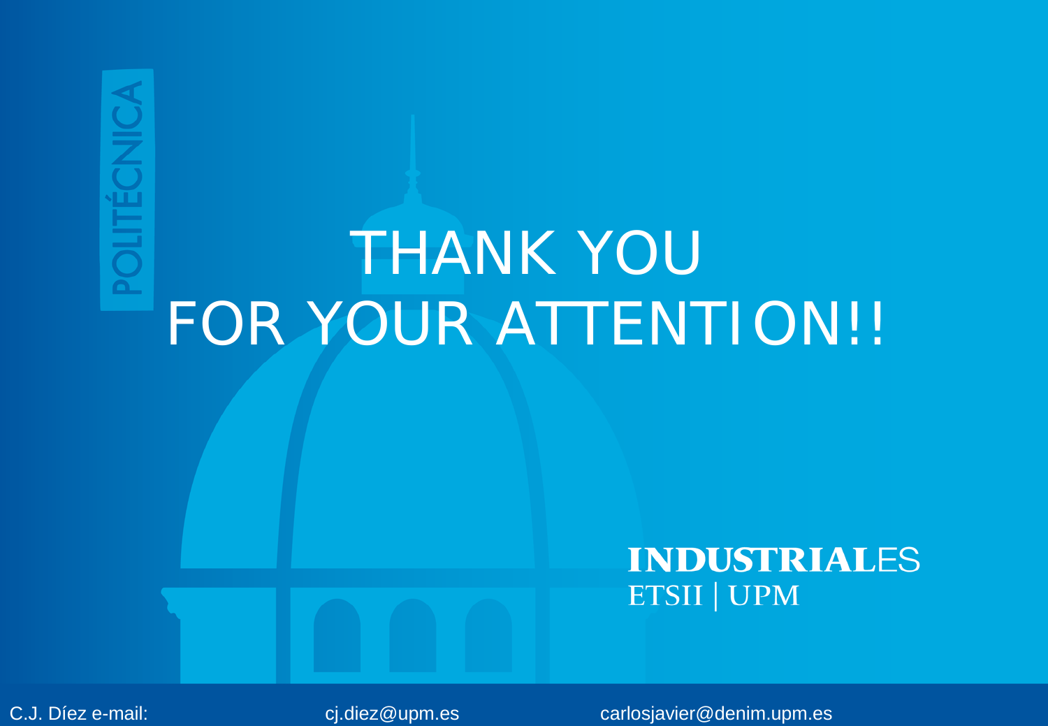# THANK YOU
# FOR YOUR ATTENTION!!

**INDUSTRIAL**ES
ETSII | UPM

C.J. Díez e-mail: cj.diez@upm.es carlosjavier@denim.upm.es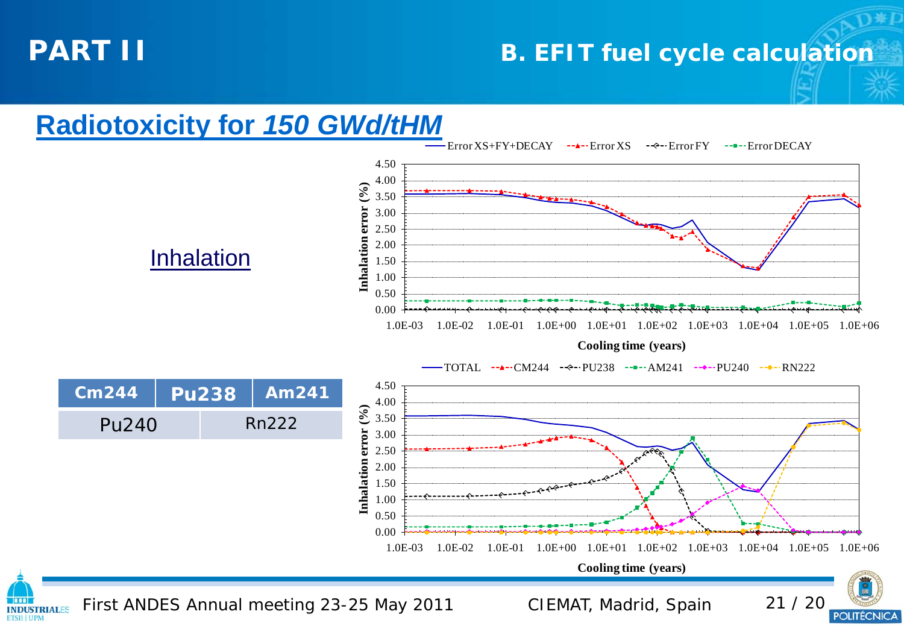# PART II

## B. EFIT fuel cycle calculation

### Radiotoxicity for *150 GWd/tHM*

Inhalation

| Cm244 | Pu238 | Am241 |
|---|---|---|
| Pu240 | Rn222 | |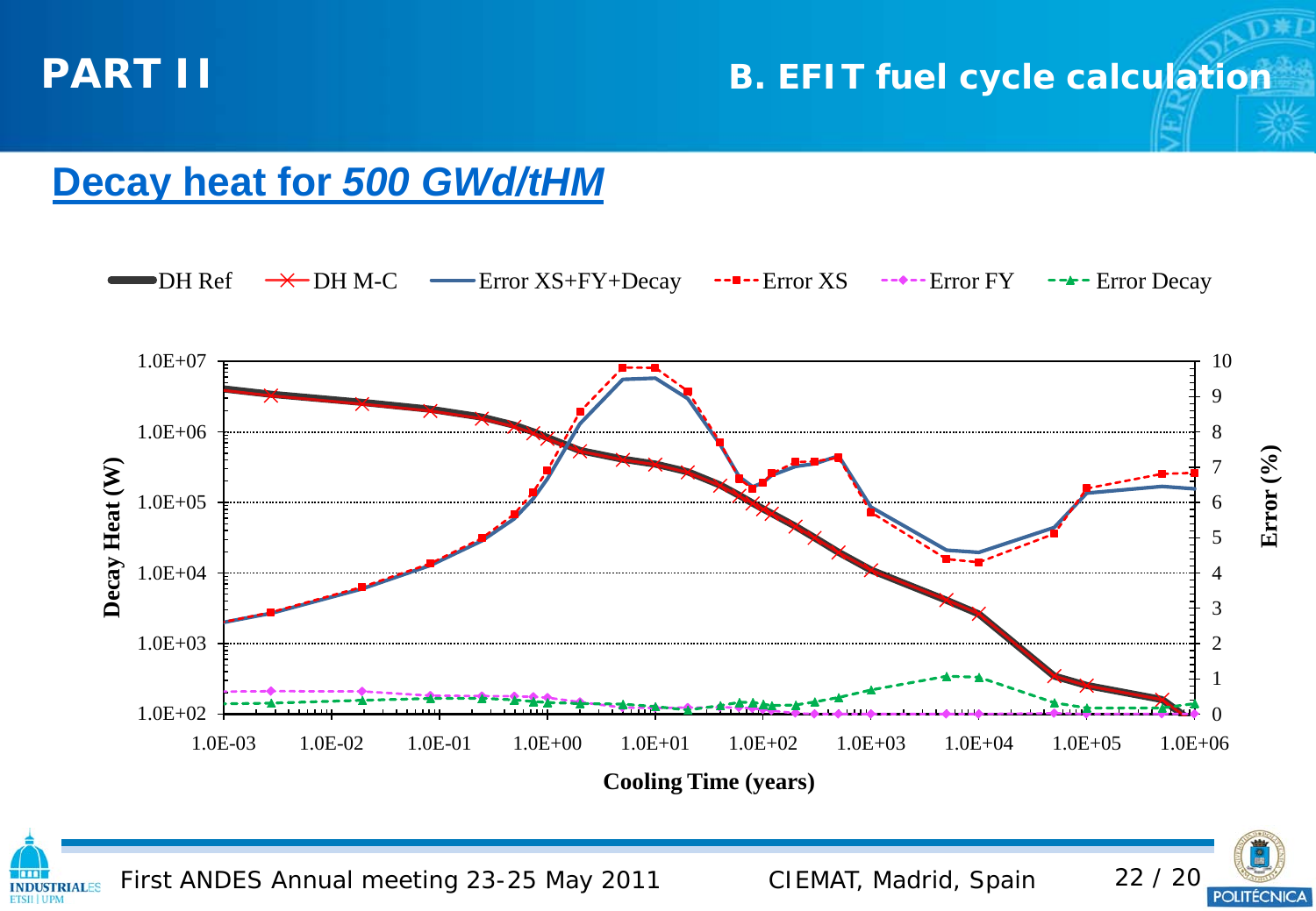# PART II

## B. EFIT fuel cycle calculation

### Decay heat for *500 GWd/tHM*

DH Ref — DH M-C — Error XS+FY+Decay — Error XS — Error FY — Error Decay

Decay Heat (W): 1.0E+02, 1.0E+03, 1.0E+04, 1.0E+05, 1.0E+06, 1.0E+07

Error (%): 0, 1, 2, 3, 4, 5, 6, 7, 8, 9, 10

Cooling Time (years): 1.0E-03, 1.0E-02, 1.0E-01, 1.0E+00, 1.0E+01, 1.0E+02, 1.0E+03, 1.0E+04, 1.0E+05, 1.0E+06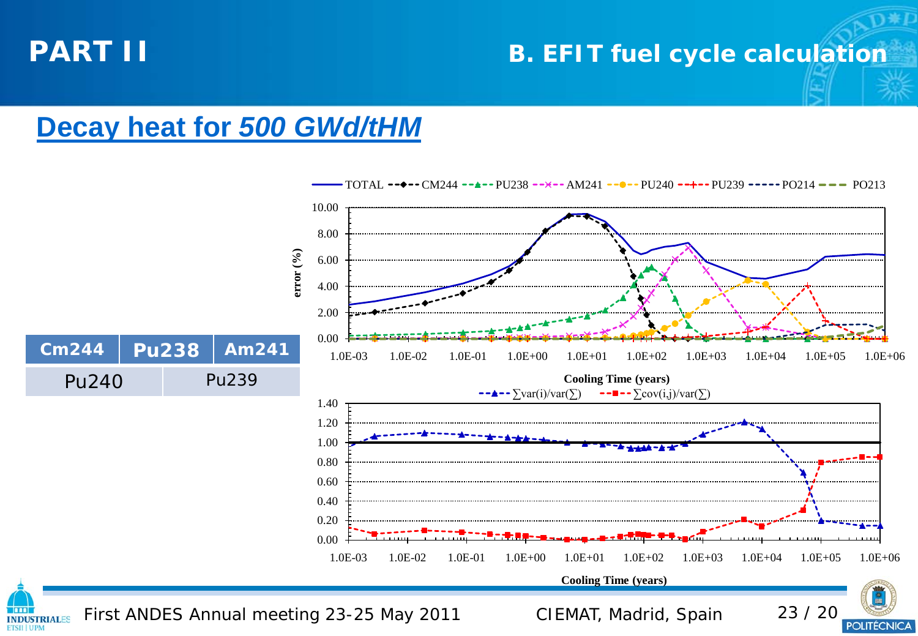## PART II

### B. EFIT fuel cycle calculation

## Decay heat for *500 GWd/tHM*

| Cm244 | Pu238 | Am241 |
|---|---|---|
| Pu240 | | Pu239 |

TOTAL, CM244, PU238, AM241, PU240, PU239, PO214, PO213

error (%)

Cooling Time (years)

$\sum var(i)/var(\sum)$, $\sum cov(i,j)/var(\sum)$

Cooling Time (years)

First ANDES Annual meeting 23-25 May 2011 — CIEMAT, Madrid, Spain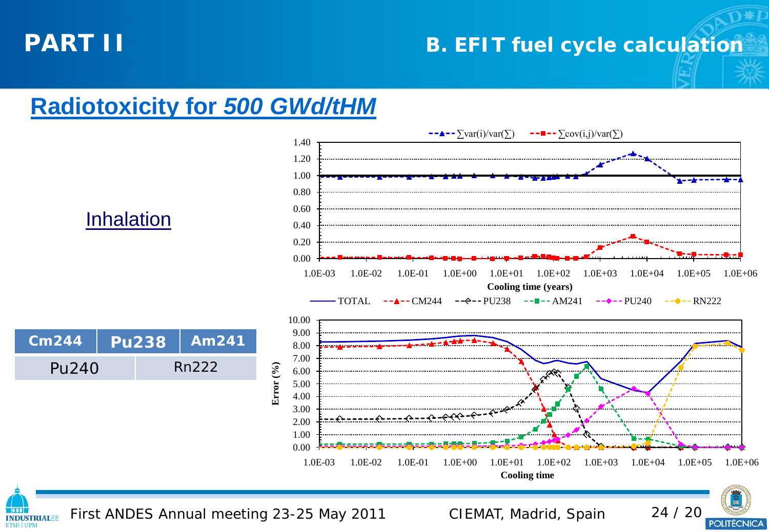# PART II

## B. EFIT fuel cycle calculation

### Radiotoxicity for *500 GWd/tHM*

Inhalation

| Cm244 | Pu238 | Am241 |
| --- | --- | --- |
| Pu240 | Rn222 | |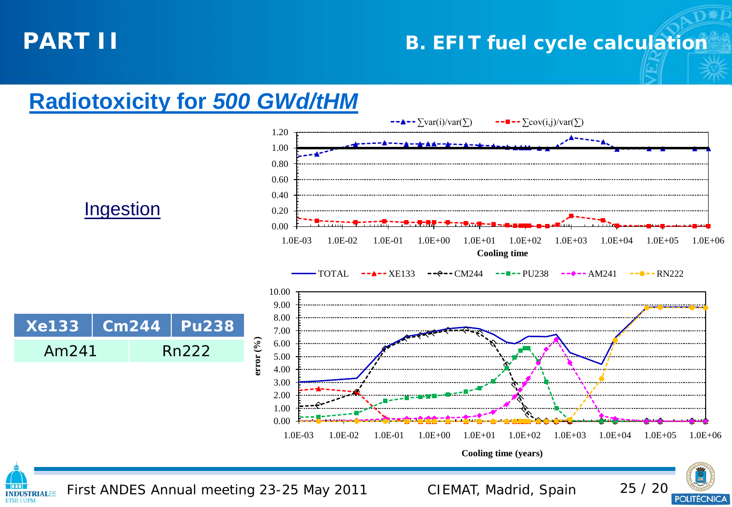# PART II

## B. EFIT fuel cycle calculation

## Radiotoxicity for *500 GWd/tHM*

Ingestion

| | | |
|---|---|---|
| Xe133 | Cm244 | Pu238 |
| Am241 | Rn222 | |

∑var(i)/var(∑)　∑cov(i,j)/var(∑)

1.20
1.00
0.80
0.60
0.40
0.20
0.00

1.0E-03 1.0E-02 1.0E-01 1.0E+00 1.0E+01 1.0E+02 1.0E+03 1.0E+04 1.0E+05 1.0E+06

Cooling time

TOTAL　XE133　CM244　PU238　AM241　RN222

10.00
9.00
8.00
7.00
6.00
5.00
4.00
3.00
2.00
1.00
0.00

error (%)

1.0E-03 1.0E-02 1.0E-01 1.0E+00 1.0E+01 1.0E+02 1.0E+03 1.0E+04 1.0E+05 1.0E+06

Cooling time (years)